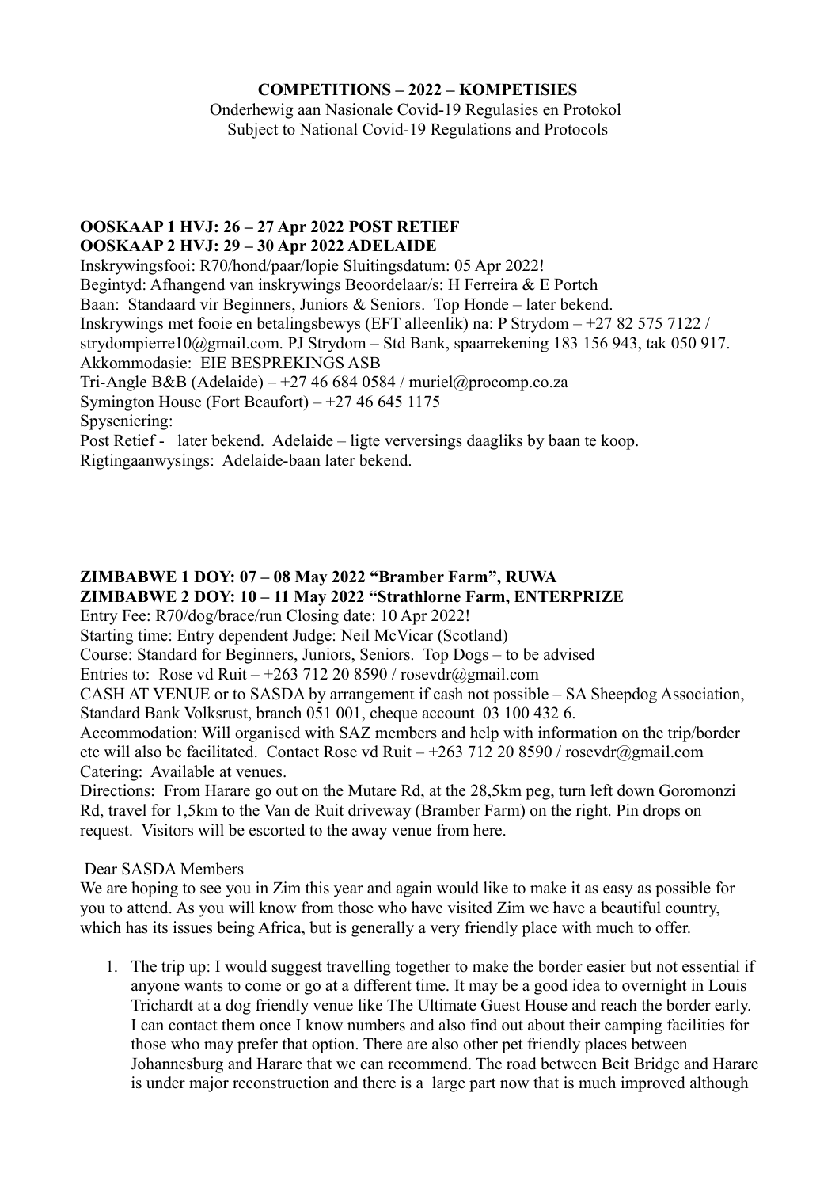**COMPETITIONS – 2022 – KOMPETISIES**

Onderhewig aan Nasionale Covid-19 Regulasies en Protokol
Subject to National Covid-19 Regulations and Protocols

**OOSKAAP 1 HVJ: 26 – 27 Apr 2022 POST RETIEF**
**OOSKAAP 2 HVJ: 29 – 30 Apr 2022 ADELAIDE**

Inskrywingsfooi: R70/hond/paar/lopie Sluitingsdatum: 05 Apr 2022!
Begintyd: Afhangend van inskrywings Beoordelaar/s: H Ferreira & E Portch
Baan: Standaard vir Beginners, Juniors & Seniors. Top Honde – later bekend.
Inskrywings met fooie en betalingsbewys (EFT alleenlik) na: P Strydom – +27 82 575 7122 / strydompierre10@gmail.com. PJ Strydom – Std Bank, spaarrekening 183 156 943, tak 050 917.
Akkommodasie: EIE BESPREKINGS ASB
Tri-Angle B&B (Adelaide) – +27 46 684 0584 / muriel@procomp.co.za
Symington House (Fort Beaufort) – +27 46 645 1175
Spyseniering:
Post Retief - later bekend. Adelaide – ligte verversings daagliks by baan te koop.
Rigtingaanwysings: Adelaide-baan later bekend.

**ZIMBABWE 1 DOY: 07 – 08 May 2022 "Bramber Farm", RUWA**
**ZIMBABWE 2 DOY: 10 – 11 May 2022 "Strathlorne Farm, ENTERPRIZE**

Entry Fee: R70/dog/brace/run Closing date: 10 Apr 2022!
Starting time: Entry dependent Judge: Neil McVicar (Scotland)
Course: Standard for Beginners, Juniors, Seniors. Top Dogs – to be advised
Entries to: Rose vd Ruit – +263 712 20 8590 / rosevdr@gmail.com
CASH AT VENUE or to SASDA by arrangement if cash not possible – SA Sheepdog Association, Standard Bank Volksrust, branch 051 001, cheque account 03 100 432 6.
Accommodation: Will organised with SAZ members and help with information on the trip/border etc will also be facilitated. Contact Rose vd Ruit – +263 712 20 8590 / rosevdr@gmail.com
Catering: Available at venues.
Directions: From Harare go out on the Mutare Rd, at the 28,5km peg, turn left down Goromonzi Rd, travel for 1,5km to the Van de Ruit driveway (Bramber Farm) on the right. Pin drops on request. Visitors will be escorted to the away venue from here.

Dear SASDA Members
We are hoping to see you in Zim this year and again would like to make it as easy as possible for you to attend. As you will know from those who have visited Zim we have a beautiful country, which has its issues being Africa, but is generally a very friendly place with much to offer.

1. The trip up: I would suggest travelling together to make the border easier but not essential if anyone wants to come or go at a different time. It may be a good idea to overnight in Louis Trichardt at a dog friendly venue like The Ultimate Guest House and reach the border early. I can contact them once I know numbers and also find out about their camping facilities for those who may prefer that option. There are also other pet friendly places between Johannesburg and Harare that we can recommend. The road between Beit Bridge and Harare is under major reconstruction and there is a large part now that is much improved although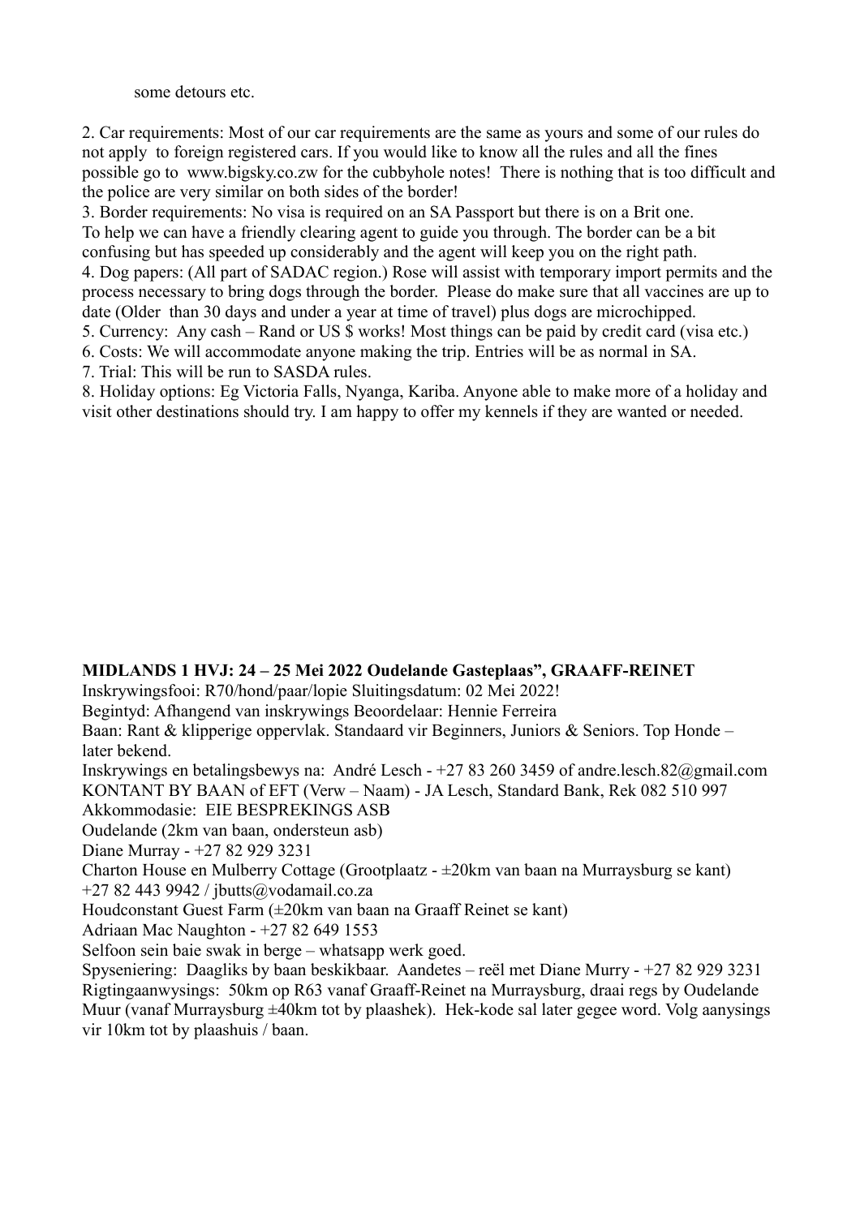some detours etc.

2. Car requirements: Most of our car requirements are the same as yours and some of our rules do not apply to foreign registered cars. If you would like to know all the rules and all the fines possible go to www.bigsky.co.zw for the cubbyhole notes! There is nothing that is too difficult and the police are very similar on both sides of the border!
3. Border requirements: No visa is required on an SA Passport but there is on a Brit one. To help we can have a friendly clearing agent to guide you through. The border can be a bit confusing but has speeded up considerably and the agent will keep you on the right path.
4. Dog papers: (All part of SADAC region.) Rose will assist with temporary import permits and the process necessary to bring dogs through the border. Please do make sure that all vaccines are up to date (Older than 30 days and under a year at time of travel) plus dogs are microchipped.
5. Currency: Any cash – Rand or US $ works! Most things can be paid by credit card (visa etc.)
6. Costs: We will accommodate anyone making the trip. Entries will be as normal in SA.
7. Trial: This will be run to SASDA rules.
8. Holiday options: Eg Victoria Falls, Nyanga, Kariba. Anyone able to make more of a holiday and visit other destinations should try. I am happy to offer my kennels if they are wanted or needed.

**MIDLANDS 1 HVJ: 24 – 25 Mei 2022 Oudelande Gasteplaas", GRAAFF-REINET**

Inskrywingsfooi: R70/hond/paar/lopie Sluitingsdatum: 02 Mei 2022!
Begintyd: Afhangend van inskrywings Beoordelaar: Hennie Ferreira
Baan: Rant & klipperige oppervlak. Standaard vir Beginners, Juniors & Seniors. Top Honde – later bekend.
Inskrywings en betalingsbewys na: André Lesch - +27 83 260 3459 of andre.lesch.82@gmail.com
KONTANT BY BAAN of EFT (Verw – Naam) - JA Lesch, Standard Bank, Rek 082 510 997
Akkommodasie: EIE BESPREKINGS ASB
Oudelande (2km van baan, ondersteun asb)
Diane Murray - +27 82 929 3231
Charton House en Mulberry Cottage (Grootplaatz - ±20km van baan na Murraysburg se kant)
+27 82 443 9942 / jbutts@vodamail.co.za
Houdconstant Guest Farm (±20km van baan na Graaff Reinet se kant)
Adriaan Mac Naughton - +27 82 649 1553
Selfoon sein baie swak in berge – whatsapp werk goed.
Spyseniering: Daagliks by baan beskikbaar. Aandetes – reël met Diane Murry - +27 82 929 3231
Rigtingaanwysings: 50km op R63 vanaf Graaff-Reinet na Murraysburg, draai regs by Oudelande Muur (vanaf Murraysburg ±40km tot by plaashek). Hek-kode sal later gegee word. Volg aanysings vir 10km tot by plaashuis / baan.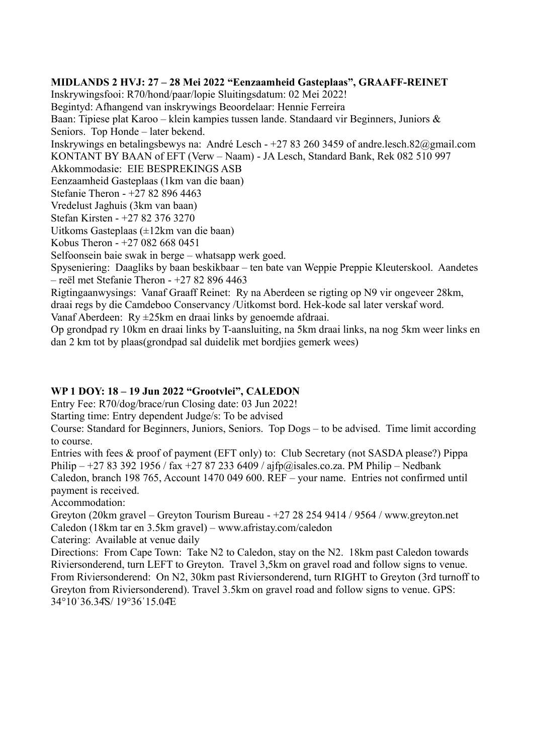**MIDLANDS 2 HVJ: 27 – 28 Mei 2022 "Eenzaamheid Gasteplaas", GRAAFF-REINET**

Inskrywingsfooi: R70/hond/paar/lopie Sluitingsdatum: 02 Mei 2022!
Begintyd: Afhangend van inskrywings Beoordelaar: Hennie Ferreira
Baan: Tipiese plat Karoo – klein kampies tussen lande. Standaard vir Beginners, Juniors & Seniors. Top Honde – later bekend.
Inskrywings en betalingsbewys na: André Lesch - +27 83 260 3459 of andre.lesch.82@gmail.com
KONTANT BY BAAN of EFT (Verw – Naam) - JA Lesch, Standard Bank, Rek 082 510 997
Akkommodasie: EIE BESPREKINGS ASB
Eenzaamheid Gasteplaas (1km van die baan)
Stefanie Theron - +27 82 896 4463
Vredelust Jaghuis (3km van baan)
Stefan Kirsten - +27 82 376 3270
Uitkoms Gasteplaas (±12km van die baan)
Kobus Theron - +27 082 668 0451
Selfoonsein baie swak in berge – whatsapp werk goed.
Spyseniering: Daagliks by baan beskikbaar – ten bate van Weppie Preppie Kleuterskool. Aandetes – reël met Stefanie Theron - +27 82 896 4463
Rigtingaanwysings: Vanaf Graaff Reinet: Ry na Aberdeen se rigting op N9 vir ongeveer 28km, draai regs by die Camdeboo Conservancy /Uitkomst bord. Hek-kode sal later verskaf word.
Vanaf Aberdeen: Ry ±25km en draai links by genoemde afdraai.
Op grondpad ry 10km en draai links by T-aansluiting, na 5km draai links, na nog 5km weer links en dan 2 km tot by plaas(grondpad sal duidelik met bordjies gemerk wees)

**WP 1 DOY: 18 – 19 Jun 2022 "Grootvlei", CALEDON**

Entry Fee: R70/dog/brace/run Closing date: 03 Jun 2022!
Starting time: Entry dependent Judge/s: To be advised
Course: Standard for Beginners, Juniors, Seniors. Top Dogs – to be advised. Time limit according to course.
Entries with fees & proof of payment (EFT only) to: Club Secretary (not SASDA please?) Pippa Philip – +27 83 392 1956 / fax +27 87 233 6409 / ajfp@isales.co.za. PM Philip – Nedbank Caledon, branch 198 765, Account 1470 049 600. REF – your name. Entries not confirmed until payment is received.
Accommodation:
Greyton (20km gravel – Greyton Tourism Bureau - +27 28 254 9414 / 9564 / www.greyton.net
Caledon (18km tar en 3.5km gravel) – www.afristay.com/caledon
Catering: Available at venue daily
Directions: From Cape Town: Take N2 to Caledon, stay on the N2. 18km past Caledon towards Riviersonderend, turn LEFT to Greyton. Travel 3,5km on gravel road and follow signs to venue.
From Riviersonderend: On N2, 30km past Riviersonderend, turn RIGHT to Greyton (3rd turnoff to Greyton from Riviersonderend). Travel 3.5km on gravel road and follow signs to venue. GPS: 34°10ˈ36.34"S/ 19°36ˈ15.04"E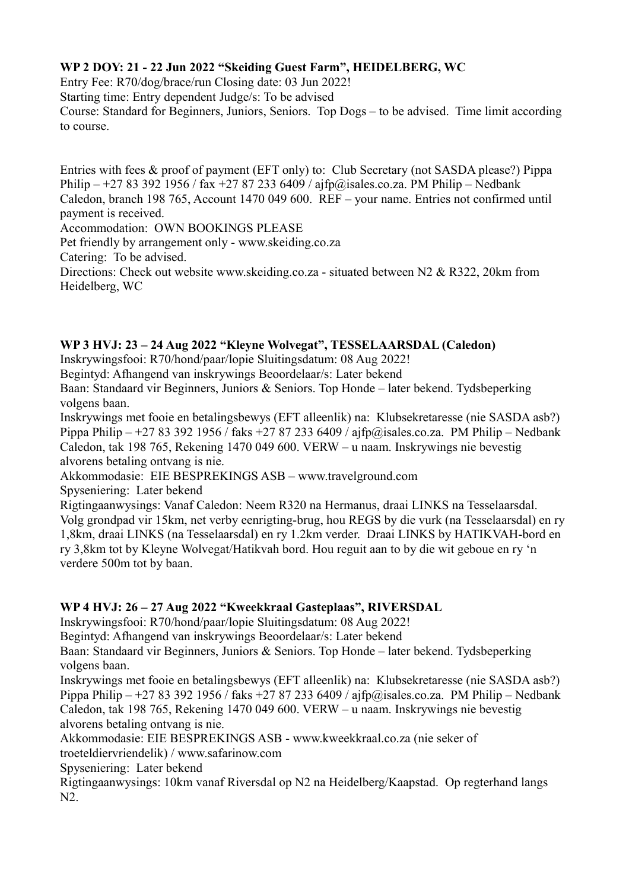**WP 2 DOY: 21 - 22 Jun 2022 "Skeiding Guest Farm", HEIDELBERG, WC**

Entry Fee: R70/dog/brace/run Closing date: 03 Jun 2022!
Starting time: Entry dependent Judge/s: To be advised
Course: Standard for Beginners, Juniors, Seniors. Top Dogs – to be advised. Time limit according to course.

Entries with fees & proof of payment (EFT only) to: Club Secretary (not SASDA please?) Pippa Philip – +27 83 392 1956 / fax +27 87 233 6409 / ajfp@isales.co.za. PM Philip – Nedbank Caledon, branch 198 765, Account 1470 049 600. REF – your name. Entries not confirmed until payment is received.
Accommodation: OWN BOOKINGS PLEASE
Pet friendly by arrangement only - www.skeiding.co.za
Catering: To be advised.
Directions: Check out website www.skeiding.co.za - situated between N2 & R322, 20km from Heidelberg, WC

**WP 3 HVJ: 23 – 24 Aug 2022 "Kleyne Wolvegat", TESSELAARSDAL (Caledon)**

Inskrywingsfooi: R70/hond/paar/lopie Sluitingsdatum: 08 Aug 2022!
Begintyd: Afhangend van inskrywings Beoordelaar/s: Later bekend
Baan: Standaard vir Beginners, Juniors & Seniors. Top Honde – later bekend. Tydsbeperking volgens baan.
Inskrywings met fooie en betalingsbewys (EFT alleenlik) na: Klubsekretaresse (nie SASDA asb?) Pippa Philip – +27 83 392 1956 / faks +27 87 233 6409 / ajfp@isales.co.za. PM Philip – Nedbank Caledon, tak 198 765, Rekening 1470 049 600. VERW – u naam. Inskrywings nie bevestig alvorens betaling ontvang is nie.
Akkommodasie: EIE BESPREKINGS ASB – www.travelground.com
Spyseniering: Later bekend
Rigtingaanwysings: Vanaf Caledon: Neem R320 na Hermanus, draai LINKS na Tesselaarsdal. Volg grondpad vir 15km, net verby eenrigting-brug, hou REGS by die vurk (na Tesselaarsdal) en ry 1,8km, draai LINKS (na Tesselaarsdal) en ry 1.2km verder. Draai LINKS by HATIKVAH-bord en ry 3,8km tot by Kleyne Wolvegat/Hatikvah bord. Hou reguit aan to by die wit geboue en ry 'n verdere 500m tot by baan.

**WP 4 HVJ: 26 – 27 Aug 2022 "Kweekkraal Gasteplaas", RIVERSDAL**

Inskrywingsfooi: R70/hond/paar/lopie Sluitingsdatum: 08 Aug 2022!
Begintyd: Afhangend van inskrywings Beoordelaar/s: Later bekend
Baan: Standaard vir Beginners, Juniors & Seniors. Top Honde – later bekend. Tydsbeperking volgens baan.
Inskrywings met fooie en betalingsbewys (EFT alleenlik) na: Klubsekretaresse (nie SASDA asb?) Pippa Philip – +27 83 392 1956 / faks +27 87 233 6409 / ajfp@isales.co.za. PM Philip – Nedbank Caledon, tak 198 765, Rekening 1470 049 600. VERW – u naam. Inskrywings nie bevestig alvorens betaling ontvang is nie.
Akkommodasie: EIE BESPREKINGS ASB - www.kweekkraal.co.za (nie seker of troeteldiervriendelik) / www.safarinow.com
Spyseniering: Later bekend
Rigtingaanwysings: 10km vanaf Riversdal op N2 na Heidelberg/Kaapstad. Op regterhand langs N2.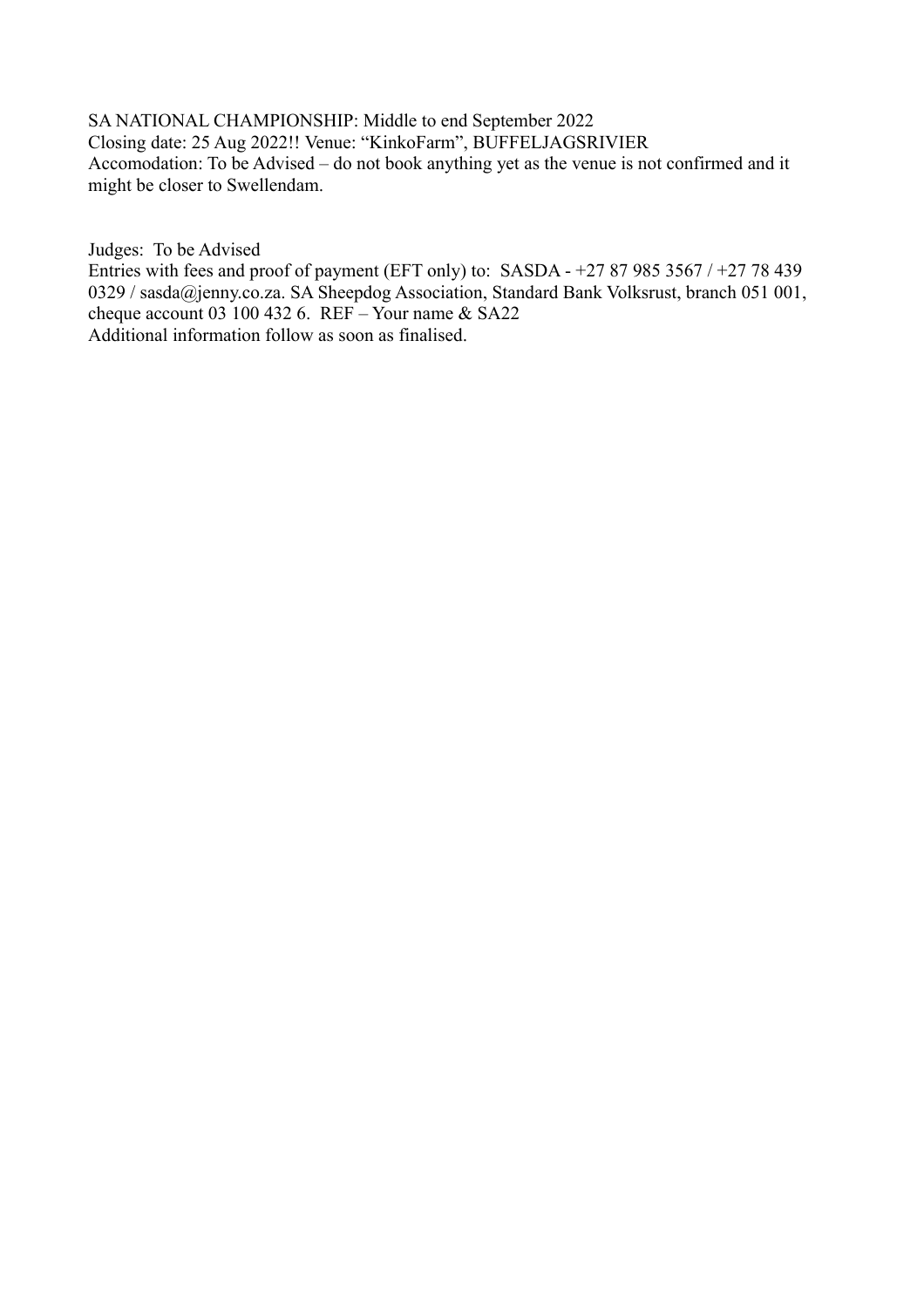SA NATIONAL CHAMPIONSHIP: Middle to end September 2022
Closing date: 25 Aug 2022!! Venue: "KinkoFarm", BUFFELJAGSRIVIER
Accomodation: To be Advised – do not book anything yet as the venue is not confirmed and it might be closer to Swellendam.

Judges: To be Advised
Entries with fees and proof of payment (EFT only) to: SASDA - +27 87 985 3567 / +27 78 439 0329 / sasda@jenny.co.za. SA Sheepdog Association, Standard Bank Volksrust, branch 051 001, cheque account 03 100 432 6. REF – Your name & SA22
Additional information follow as soon as finalised.